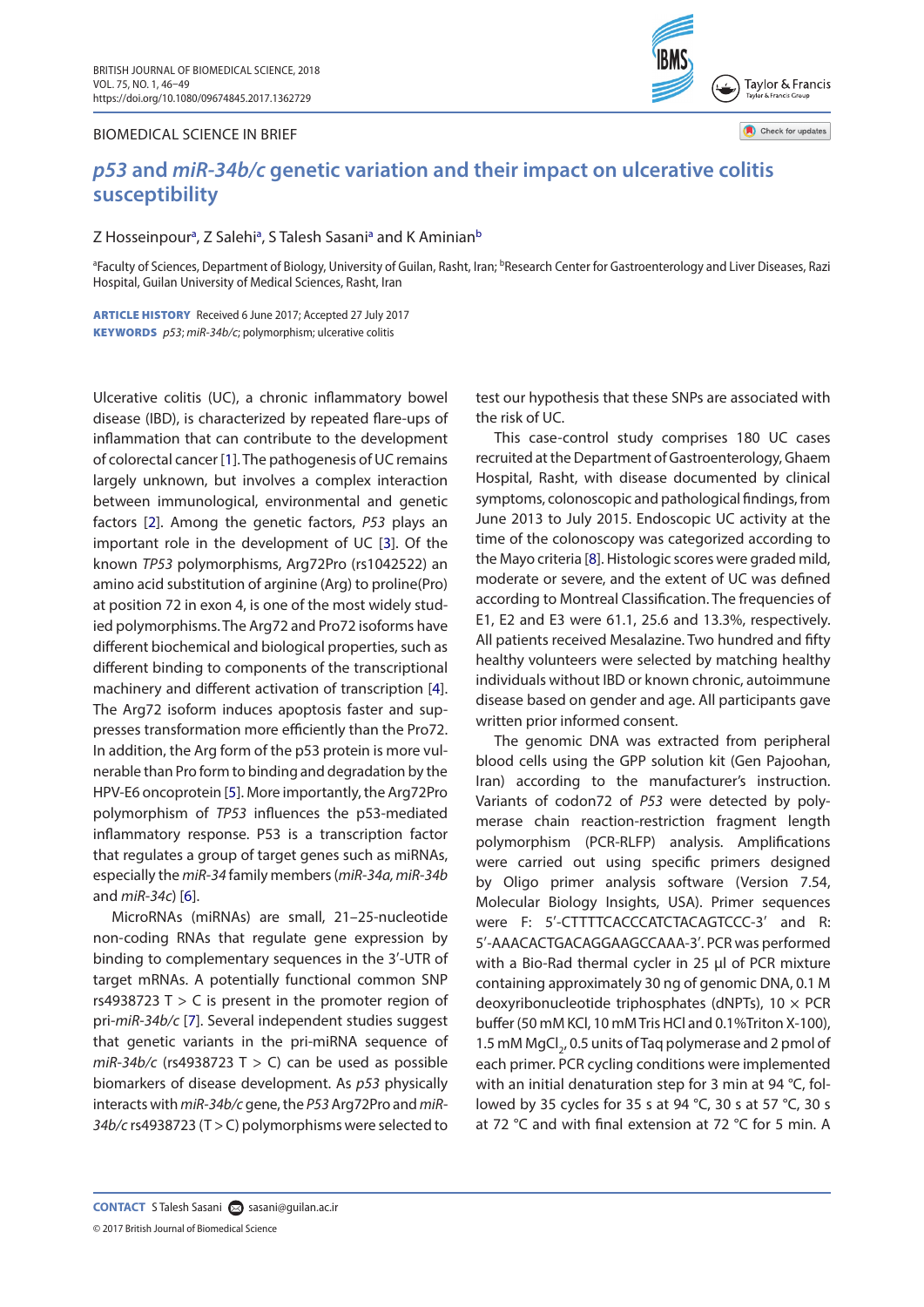BIOMEDICAL SCIENCE IN BRIEF

# *p53* and *miR-34b/c* genetic variation and their impact on ulcerative colitis susceptibility

Z Hosseinpour[a], Z Salehi[a], S Talesh Sasani[a] and K Aminian[b]

[a]Faculty of Sciences, Department of Biology, University of Guilan, Rasht, Iran; [b]Research Center for Gastroenterology and Liver Diseases, Razi Hospital, Guilan University of Medical Sciences, Rasht, Iran

**ARTICLE HISTORY** Received 6 June 2017; Accepted 27 July 2017

**KEYWORDS** *p53*; *miR-34b/c*; polymorphism; ulcerative colitis

Ulcerative colitis (UC), a chronic inflammatory bowel disease (IBD), is characterized by repeated flare-ups of inflammation that can contribute to the development of colorectal cancer [1]. The pathogenesis of UC remains largely unknown, but involves a complex interaction between immunological, environmental and genetic factors [2]. Among the genetic factors, *P53* plays an important role in the development of UC [3]. Of the known *TP53* polymorphisms, Arg72Pro (rs1042522) an amino acid substitution of arginine (Arg) to proline(Pro) at position 72 in exon 4, is one of the most widely studied polymorphisms. The Arg72 and Pro72 isoforms have different biochemical and biological properties, such as different binding to components of the transcriptional machinery and different activation of transcription [4]. The Arg72 isoform induces apoptosis faster and suppresses transformation more efficiently than the Pro72. In addition, the Arg form of the p53 protein is more vulnerable than Pro form to binding and degradation by the HPV-E6 oncoprotein [5]. More importantly, the Arg72Pro polymorphism of *TP53* influences the p53-mediated inflammatory response. P53 is a transcription factor that regulates a group of target genes such as miRNAs, especially the *miR-34* family members (*miR-34a*, *miR-34b* and *miR-34c*) [6].

MicroRNAs (miRNAs) are small, 21–25-nucleotide non-coding RNAs that regulate gene expression by binding to complementary sequences in the 3′-UTR of target mRNAs. A potentially functional common SNP rs4938723 T > C is present in the promoter region of pri-*miR-34b/c* [7]. Several independent studies suggest that genetic variants in the pri-miRNA sequence of *miR-34b/c* (rs4938723 T > C) can be used as possible biomarkers of disease development. As *p53* physically interacts with *miR-34b/c* gene, the *P53* Arg72Pro and *miR-34b/c* rs4938723 (T > C) polymorphisms were selected to test our hypothesis that these SNPs are associated with the risk of UC.

This case-control study comprises 180 UC cases recruited at the Department of Gastroenterology, Ghaem Hospital, Rasht, with disease documented by clinical symptoms, colonoscopic and pathological findings, from June 2013 to July 2015. Endoscopic UC activity at the time of the colonoscopy was categorized according to the Mayo criteria [8]. Histologic scores were graded mild, moderate or severe, and the extent of UC was defined according to Montreal Classification. The frequencies of E1, E2 and E3 were 61.1, 25.6 and 13.3%, respectively. All patients received Mesalazine. Two hundred and fifty healthy volunteers were selected by matching healthy individuals without IBD or known chronic, autoimmune disease based on gender and age. All participants gave written prior informed consent.

The genomic DNA was extracted from peripheral blood cells using the GPP solution kit (Gen Pajoohan, Iran) according to the manufacturer's instruction. Variants of codon72 of *P53* were detected by polymerase chain reaction-restriction fragment length polymorphism (PCR-RLFP) analysis. Amplifications were carried out using specific primers designed by Oligo primer analysis software (Version 7.54, Molecular Biology Insights, USA). Primer sequences were F: 5′-CTTTTCACCCATCTACAGTCCC-3′ and R: 5′-AAACACTGACAGGAAGCCAAA-3′. PCR was performed with a Bio-Rad thermal cycler in 25 μl of PCR mixture containing approximately 30 ng of genomic DNA, 0.1 M deoxyribonucleotide triphosphates (dNTPs), 10 × PCR buffer (50 mM KCl, 10 mM Tris HCl and 0.1%Triton X-100), 1.5 mM $MgCl_2$, 0.5 units of Taq polymerase and 2 pmol of each primer. PCR cycling conditions were implemented with an initial denaturation step for 3 min at 94 °C, followed by 35 cycles for 35 s at 94 °C, 30 s at 57 °C, 30 s at 72 °C and with final extension at 72 °C for 5 min. A

**CONTACT** S Talesh Sasani sasani@guilan.ac.ir

© 2017 British Journal of Biomedical Science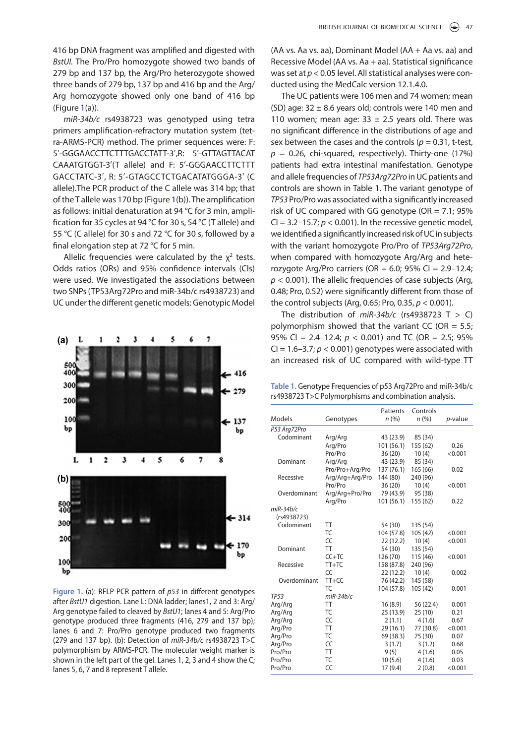416 bp DNA fragment was amplified and digested with *BstUI*. The Pro/Pro homozygote showed two bands of 279 bp and 137 bp, the Arg/Pro heterozygote showed three bands of 279 bp, 137 bp and 416 bp and the Arg/Arg homozygote showed only one band of 416 bp (Figure 1(a)).

*miR-34b/c* rs4938723 was genotyped using tetra primers amplification-refractory mutation system (tetra-ARMS-PCR) method. The primer sequences were: F: 5′-GGGAACCTTCTTTGACCTATT-3′,R: 5′-GTTAGTTACATCAAATGTGGT-3′(T allele) and F: 5′-GGGAACCTTCTTTGACCTATC-3′, R: 5′-GTAGCCTCTGACATATGGGA-3′ (C allele).The PCR product of the C allele was 314 bp; that of the T allele was 170 bp (Figure 1(b)). The amplification as follows: initial denaturation at 94 °C for 3 min, amplification for 35 cycles at 94 °C for 30 s, 54 °C (T allele) and 55 °C (C allele) for 30 s and 72 °C for 30 s, followed by a final elongation step at 72 °C for 5 min.

Allelic frequencies were calculated by the $\chi^2$ tests. Odds ratios (ORs) and 95% confidence intervals (CIs) were used. We investigated the associations between two SNPs (TP53Arg72Pro and miR-34b/c rs4938723) and UC under the different genetic models: Genotypic Model (AA vs. Aa vs. aa), Dominant Model (AA + Aa vs. aa) and Recessive Model (AA vs. Aa + aa). Statistical significance was set at $p < 0.05$ level. All statistical analyses were conducted using the MedCalc version 12.1.4.0.

Figure 1. (a): RFLP-PCR pattern of *p53* in different genotypes after *BstU1* digestion. Lane L: DNA ladder; lanes1, 2 and 3: Arg/Arg genotype failed to cleaved by *BstU1*; lanes 4 and 5: Arg/Pro genotype produced three fragments (416, 279 and 137 bp); lanes 6 and 7: Pro/Pro genotype produced two fragments (279 and 137 bp). (b): Detection of *miR-34b/c* rs4938723 T>C polymorphism by ARMS-PCR. The molecular weight marker is shown in the left part of the gel. Lanes 1, 2, 3 and 4 show the C; lanes 5, 6, 7 and 8 represent T allele.

The UC patients were 106 men and 74 women; mean (SD) age: 32 ± 8.6 years old; controls were 140 men and 110 women; mean age: 33 ± 2.5 years old. There was no significant difference in the distributions of age and sex between the cases and the controls ($p = 0.31$, t-test, $p = 0.26$, chi-squared, respectively). Thirty-one (17%) patients had extra intestinal manifestation. Genotype and allele frequencies of *TP53Arg72Pro* in UC patients and controls are shown in Table 1. The variant genotype of *TP53* Pro/Pro was associated with a significantly increased risk of UC compared with GG genotype (OR = 7.1; 95% CI = 3.2–15.7; $p < 0.001$). In the recessive genetic model, we identified a significantly increased risk of UC in subjects with the variant homozygote Pro/Pro of *TP53Arg72Pro*, when compared with homozygote Arg/Arg and heterozygote Arg/Pro carriers (OR = 6.0; 95% CI = 2.9–12.4; $p < 0.001$). The allelic frequencies of case subjects (Arg, 0.48; Pro, 0.52) were significantly different from those of the control subjects (Arg, 0.65; Pro, 0.35, $p < 0.001$).

The distribution of *miR-34b/c* (rs4938723 T > C) polymorphism showed that the variant CC (OR = 5.5; 95% CI = 2.4–12.4; $p < 0.001$) and TC (OR = 2.5; 95% CI = 1.6–3.7; $p < 0.001$) genotypes were associated with an increased risk of UC compared with wild-type TT

Table 1. Genotype Frequencies of p53 Arg72Pro and miR-34b/c rs4938723 T>C Polymorphisms and combination analysis.

| Models | Genotypes | Patients n (%) | Controls n (%) | p-value |
|---|---|---|---|---|
| *P53 Arg72Pro* | | | | |
| Codominant | Arg/Arg | 43 (23.9) | 85 (34) | |
| | Arg/Pro | 101 (56.1) | 155 (62) | 0.26 |
| | Pro/Pro | 36 (20) | 10 (4) | <0.001 |
| Dominant | Arg/Arg | 43 (23.9) | 85 (34) | |
| | Pro/Pro+Arg/Pro | 137 (76.1) | 165 (66) | 0.02 |
| Recessive | Arg/Arg+Arg/Pro | 144 (80) | 240 (96) | |
| | Pro/Pro | 36 (20) | 10 (4) | <0.001 |
| Overdominant | Arg/Arg+Pro/Pro | 79 (43.9) | 95 (38) | |
| | Arg/Pro | 101 (56.1) | 155 (62) | 0.22 |
| *miR-34b/c* (rs4938723) | | | | |
| Codominant | TT | 54 (30) | 135 (54) | |
| | TC | 104 (57.8) | 105 (42) | <0.001 |
| | CC | 22 (12.2) | 10 (4) | <0.001 |
| Dominant | TT | 54 (30) | 135 (54) | |
| | CC+TC | 126 (70) | 115 (46) | <0.001 |
| Recessive | TT+TC | 158 (87.8) | 240 (96) | |
| | CC | 22 (12.2) | 10 (4) | 0.002 |
| Overdominant | TT+CC | 76 (42.2) | 145 (58) | |
| | TC | 104 (57.8) | 105 (42) | 0.001 |
| *TP53* | *miR-34b/c* | | | |
| Arg/Arg | TT | 16 (8.9) | 56 (22.4) | 0.001 |
| Arg/Arg | TC | 25 (13.9) | 25 (10) | 0.21 |
| Arg/Arg | CC | 2 (1.1) | 4 (1.6) | 0.67 |
| Arg/Pro | TT | 29 (16.1) | 77 (30.8) | <0.001 |
| Arg/Pro | TC | 69 (38.3) | 75 (30) | 0.07 |
| Arg/Pro | CC | 3 (1.7) | 3 (1.2) | 0.68 |
| Pro/Pro | TT | 9 (5) | 4 (1.6) | 0.05 |
| Pro/Pro | TC | 10 (5.6) | 4 (1.6) | 0.03 |
| Pro/Pro | CC | 17 (9.4) | 2 (0.8) | <0.001 |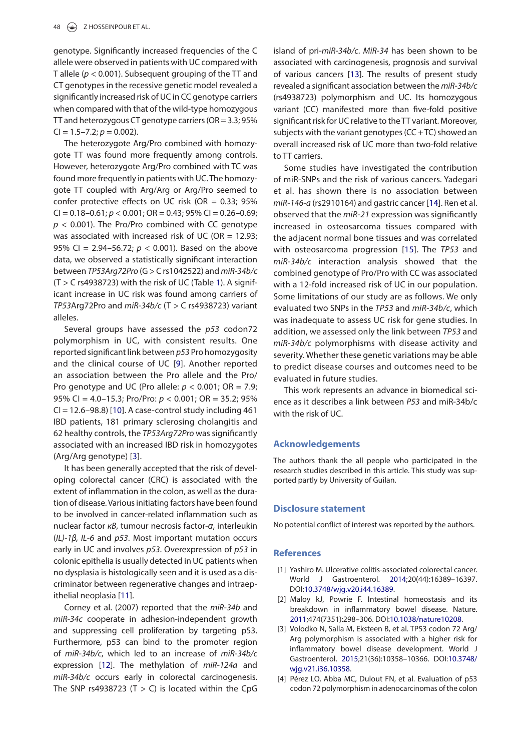genotype. Significantly increased frequencies of the C allele were observed in patients with UC compared with T allele ($p < 0.001$). Subsequent grouping of the TT and CT genotypes in the recessive genetic model revealed a significantly increased risk of UC in CC genotype carriers when compared with that of the wild-type homozygous TT and heterozygous CT genotype carriers (OR = 3.3; 95% CI = 1.5–7.2; $p = 0.002$).

The heterozygote Arg/Pro combined with homozygote TT was found more frequently among controls. However, heterozygote Arg/Pro combined with TC was found more frequently in patients with UC. The homozygote TT coupled with Arg/Arg or Arg/Pro seemed to confer protective effects on UC risk (OR = 0.33; 95% CI = 0.18–0.61; $p < 0.001$; OR = 0.43; 95% CI = 0.26–0.69; $p < 0.001$). The Pro/Pro combined with CC genotype was associated with increased risk of UC (OR = 12.93; 95% CI = 2.94–56.72; $p < 0.001$). Based on the above data, we observed a statistically significant interaction between *TP53Arg72Pro* (G > C rs1042522) and *miR-34b/c* (T > C rs4938723) with the risk of UC (Table 1). A significant increase in UC risk was found among carriers of *TP53*Arg72Pro and *miR-34b/c* (T > C rs4938723) variant alleles.

Several groups have assessed the *p53* codon72 polymorphism in UC, with consistent results. One reported significant link between *p53* Pro homozygosity and the clinical course of UC [9]. Another reported an association between the Pro allele and the Pro/Pro genotype and UC (Pro allele: $p < 0.001$; OR = 7.9; 95% CI = 4.0–15.3; Pro/Pro: $p < 0.001$; OR = 35.2; 95% CI = 12.6–98.8) [10]. A case-control study including 461 IBD patients, 181 primary sclerosing cholangitis and 62 healthy controls, the *TP53Arg72Pro* was significantly associated with an increased IBD risk in homozygotes (Arg/Arg genotype) [3].

It has been generally accepted that the risk of developing colorectal cancer (CRC) is associated with the extent of inflammation in the colon, as well as the duration of disease. Various initiating factors have been found to be involved in cancer-related inflammation such as nuclear factor *κB*, tumour necrosis factor-*α*, interleukin (*IL)-1β*, *IL-6* and *p53*. Most important mutation occurs early in UC and involves *p53*. Overexpression of *p53* in colonic epithelia is usually detected in UC patients when no dysplasia is histologically seen and it is used as a discriminator between regenerative changes and intraepithelial neoplasia [11].

Corney et al. (2007) reported that the *miR-34b* and *miR-34c* cooperate in adhesion-independent growth and suppressing cell proliferation by targeting p53. Furthermore, p53 can bind to the promoter region of *miR-34b/c*, which led to an increase of *miR-34b/c* expression [12]. The methylation of *miR-124a* and *miR-34b/c* occurs early in colorectal carcinogenesis. The SNP rs4938723 (T > C) is located within the CpG island of pri-*miR-34b/c*. *MiR-34* has been shown to be associated with carcinogenesis, prognosis and survival of various cancers [13]. The results of present study revealed a significant association between the *miR-34b/c* (rs4938723) polymorphism and UC. Its homozygous variant (CC) manifested more than five-fold positive significant risk for UC relative to the TT variant. Moreover, subjects with the variant genotypes (CC + TC) showed an overall increased risk of UC more than two-fold relative to TT carriers.

Some studies have investigated the contribution of miR-SNPs and the risk of various cancers. Yadegari et al. has shown there is no association between *miR-146-a* (rs2910164) and gastric cancer [14]. Ren et al. observed that the *miR-21* expression was significantly increased in osteosarcoma tissues compared with the adjacent normal bone tissues and was correlated with osteosarcoma progression [15]. The *TP53* and *miR-34b/c* interaction analysis showed that the combined genotype of Pro/Pro with CC was associated with a 12-fold increased risk of UC in our population. Some limitations of our study are as follows. We only evaluated two SNPs in the *TP53* and *miR-34b/c*, which was inadequate to assess UC risk for gene studies. In addition, we assessed only the link between *TP53* and *miR-34b/c* polymorphisms with disease activity and severity. Whether these genetic variations may be able to predict disease courses and outcomes need to be evaluated in future studies.

This work represents an advance in biomedical science as it describes a link between *P53* and miR-34b/c with the risk of UC.

## Acknowledgements

The authors thank the all people who participated in the research studies described in this article. This study was supported partly by University of Guilan.

## Disclosure statement

No potential conflict of interest was reported by the authors.

## References

[1] Yashiro M. Ulcerative colitis-associated colorectal cancer. World J Gastroenterol. 2014;20(44):16389–16397. DOI:10.3748/wjg.v20.i44.16389.

[2] Maloy kJ, Powrie F. Intestinal homeostasis and its breakdown in inflammatory bowel disease. Nature. 2011;474(7351):298–306. DOI:10.1038/nature10208.

[3] Volodko N, Salla M, Eksteen B, et al. TP53 codon 72 Arg/Arg polymorphism is associated with a higher risk for inflammatory bowel disease development. World J Gastroenterol. 2015;21(36):10358–10366. DOI:10.3748/wjg.v21.i36.10358.

[4] Pérez LO, Abba MC, Dulout FN, et al. Evaluation of p53 codon 72 polymorphism in adenocarcinomas of the colon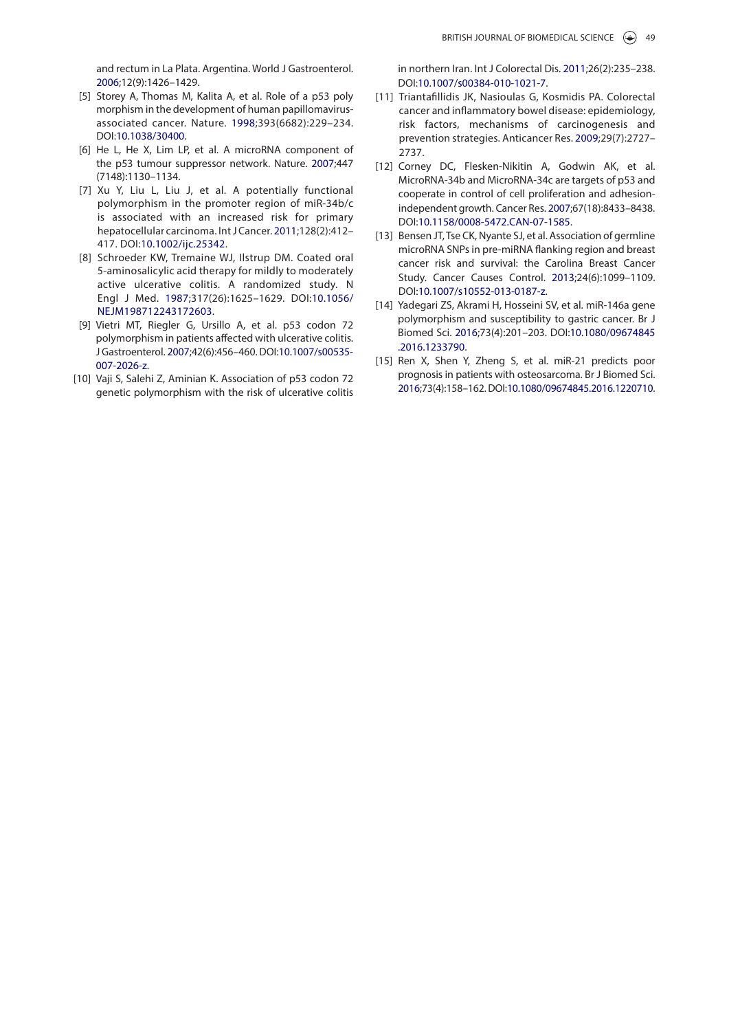and rectum in La Plata. Argentina. World J Gastroenterol. 2006;12(9):1426–1429.

[5] Storey A, Thomas M, Kalita A, et al. Role of a p53 poly morphism in the development of human papillomavirus-associated cancer. Nature. 1998;393(6682):229–234. DOI:10.1038/30400.

[6] He L, He X, Lim LP, et al. A microRNA component of the p53 tumour suppressor network. Nature. 2007;447 (7148):1130–1134.

[7] Xu Y, Liu L, Liu J, et al. A potentially functional polymorphism in the promoter region of miR-34b/c is associated with an increased risk for primary hepatocellular carcinoma. Int J Cancer. 2011;128(2):412–417. DOI:10.1002/ijc.25342.

[8] Schroeder KW, Tremaine WJ, Ilstrup DM. Coated oral 5-aminosalicylic acid therapy for mildly to moderately active ulcerative colitis. A randomized study. N Engl J Med. 1987;317(26):1625–1629. DOI:10.1056/NEJM198712243172603.

[9] Vietri MT, Riegler G, Ursillo A, et al. p53 codon 72 polymorphism in patients affected with ulcerative colitis. J Gastroenterol. 2007;42(6):456–460. DOI:10.1007/s00535-007-2026-z.

[10] Vaji S, Salehi Z, Aminian K. Association of p53 codon 72 genetic polymorphism with the risk of ulcerative colitis in northern Iran. Int J Colorectal Dis. 2011;26(2):235–238. DOI:10.1007/s00384-010-1021-7.

[11] Triantafillidis JK, Nasioulas G, Kosmidis PA. Colorectal cancer and inflammatory bowel disease: epidemiology, risk factors, mechanisms of carcinogenesis and prevention strategies. Anticancer Res. 2009;29(7):2727–2737.

[12] Corney DC, Flesken-Nikitin A, Godwin AK, et al. MicroRNA-34b and MicroRNA-34c are targets of p53 and cooperate in control of cell proliferation and adhesion-independent growth. Cancer Res. 2007;67(18):8433–8438. DOI:10.1158/0008-5472.CAN-07-1585.

[13] Bensen JT, Tse CK, Nyante SJ, et al. Association of germline microRNA SNPs in pre-miRNA flanking region and breast cancer risk and survival: the Carolina Breast Cancer Study. Cancer Causes Control. 2013;24(6):1099–1109. DOI:10.1007/s10552-013-0187-z.

[14] Yadegari ZS, Akrami H, Hosseini SV, et al. miR-146a gene polymorphism and susceptibility to gastric cancer. Br J Biomed Sci. 2016;73(4):201–203. DOI:10.1080/09674845.2016.1233790.

[15] Ren X, Shen Y, Zheng S, et al. miR-21 predicts poor prognosis in patients with osteosarcoma. Br J Biomed Sci. 2016;73(4):158–162. DOI:10.1080/09674845.2016.1220710.